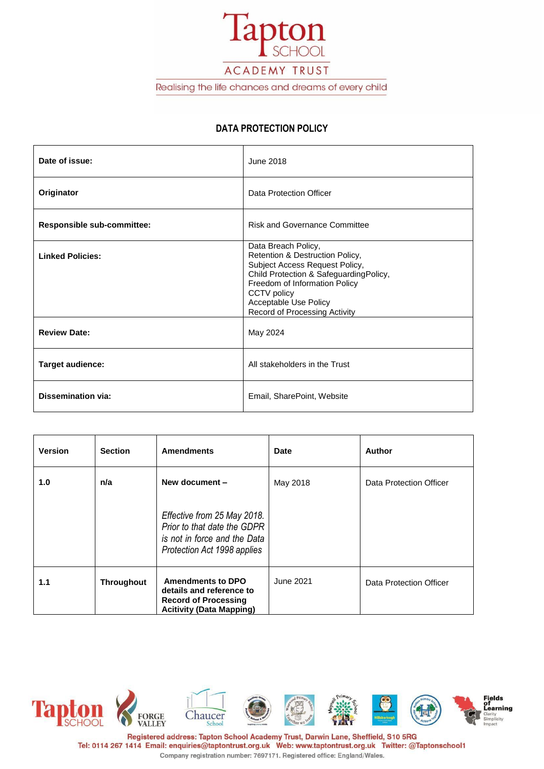Tapton SCHOOL

ACADEMY TRUST

Realising the life chances and dreams of every child

# DATA PROTECTION POLICY

| | |
|---|---|
| **Date of issue:** | June 2018 |
| **Originator** | Data Protection Officer |
| **Responsible sub-committee:** | Risk and Governance Committee |
| **Linked Policies:** | Data Breach Policy,<br>Retention & Destruction Policy,<br>Subject Access Request Policy,<br>Child Protection & SafeguardingPolicy,<br>Freedom of Information Policy<br>CCTV policy<br>Acceptable Use Policy<br>Record of Processing Activity |
| **Review Date:** | May 2024 |
| **Target audience:** | All stakeholders in the Trust |
| **Dissemination via:** | Email, SharePoint, Website |

| Version | Section | Amendments | Date | Author |
|---|---|---|---|---|
| **1.0** | **n/a** | **New document –**<br><br>*Effective from 25 May 2018. Prior to that date the GDPR is not in force and the Data Protection Act 1998 applies* | May 2018 | Data Protection Officer |
| **1.1** | **Throughout** | **Amendments to DPO details and reference to Record of Processing Acitivity (Data Mapping)** | June 2021 | Data Protection Officer |

Registered address: Tapton School Academy Trust, Darwin Lane, Sheffield, S10 5RG
Tel: 0114 267 1414 Email: enquiries@taptontrust.org.uk Web: www.taptontrust.org.uk Twitter: @Taptonschool1
Company registration number: 7697171. Registered office: England/Wales.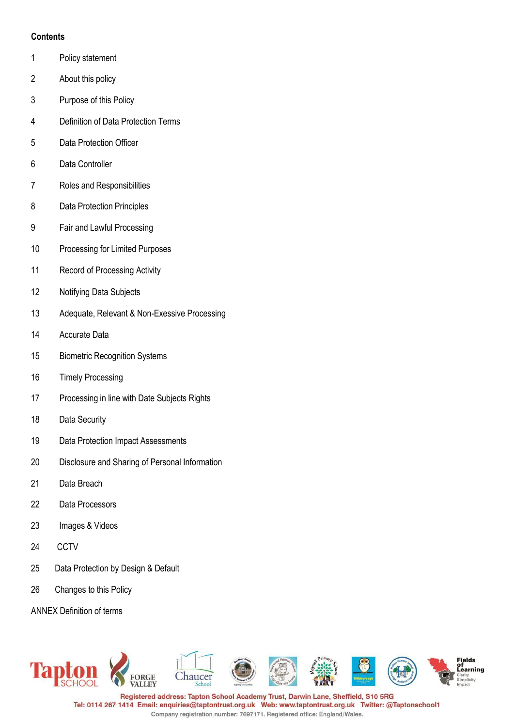## Contents

1 Policy statement

2 About this policy

3 Purpose of this Policy

4 Definition of Data Protection Terms

5 Data Protection Officer

6 Data Controller

7 Roles and Responsibilities

8 Data Protection Principles

9 Fair and Lawful Processing

10 Processing for Limited Purposes

11 Record of Processing Activity

12 Notifying Data Subjects

13 Adequate, Relevant & Non-Exessive Processing

14 Accurate Data

15 Biometric Recognition Systems

16 Timely Processing

17 Processing in line with Date Subjects Rights

18 Data Security

19 Data Protection Impact Assessments

20 Disclosure and Sharing of Personal Information

21 Data Breach

22 Data Processors

23 Images & Videos

24 CCTV

25 Data Protection by Design & Default

26 Changes to this Policy

ANNEX Definition of terms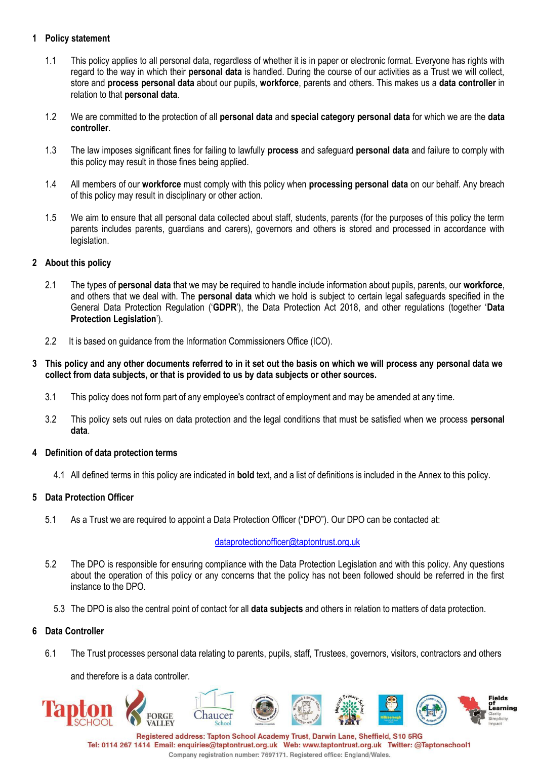## 1 Policy statement

1.1 This policy applies to all personal data, regardless of whether it is in paper or electronic format. Everyone has rights with regard to the way in which their **personal data** is handled. During the course of our activities as a Trust we will collect, store and **process personal data** about our pupils, **workforce**, parents and others. This makes us a **data controller** in relation to that **personal data**.

1.2 We are committed to the protection of all **personal data** and **special category personal data** for which we are the **data controller**.

1.3 The law imposes significant fines for failing to lawfully **process** and safeguard **personal data** and failure to comply with this policy may result in those fines being applied.

1.4 All members of our **workforce** must comply with this policy when **processing personal data** on our behalf. Any breach of this policy may result in disciplinary or other action.

1.5 We aim to ensure that all personal data collected about staff, students, parents (for the purposes of this policy the term parents includes parents, guardians and carers), governors and others is stored and processed in accordance with legislation.

## 2 About this policy

2.1 The types of **personal data** that we may be required to handle include information about pupils, parents, our **workforce**, and others that we deal with. The **personal data** which we hold is subject to certain legal safeguards specified in the General Data Protection Regulation ('**GDPR**'), the Data Protection Act 2018, and other regulations (together '**Data Protection Legislation**').

2.2 It is based on guidance from the Information Commissioners Office (ICO).

## 3 This policy and any other documents referred to in it set out the basis on which we will process any personal data we collect from data subjects, or that is provided to us by data subjects or other sources.

3.1 This policy does not form part of any employee's contract of employment and may be amended at any time.

3.2 This policy sets out rules on data protection and the legal conditions that must be satisfied when we process **personal data**.

## 4 Definition of data protection terms

4.1 All defined terms in this policy are indicated in **bold** text, and a list of definitions is included in the Annex to this policy.

## 5 Data Protection Officer

5.1 As a Trust we are required to appoint a Data Protection Officer ("DPO"). Our DPO can be contacted at:

dataprotectionofficer@taptontrust.org.uk

5.2 The DPO is responsible for ensuring compliance with the Data Protection Legislation and with this policy. Any questions about the operation of this policy or any concerns that the policy has not been followed should be referred in the first instance to the DPO.

5.3 The DPO is also the central point of contact for all **data subjects** and others in relation to matters of data protection.

## 6 Data Controller

6.1 The Trust processes personal data relating to parents, pupils, staff, Trustees, governors, visitors, contractors and others

and therefore is a data controller.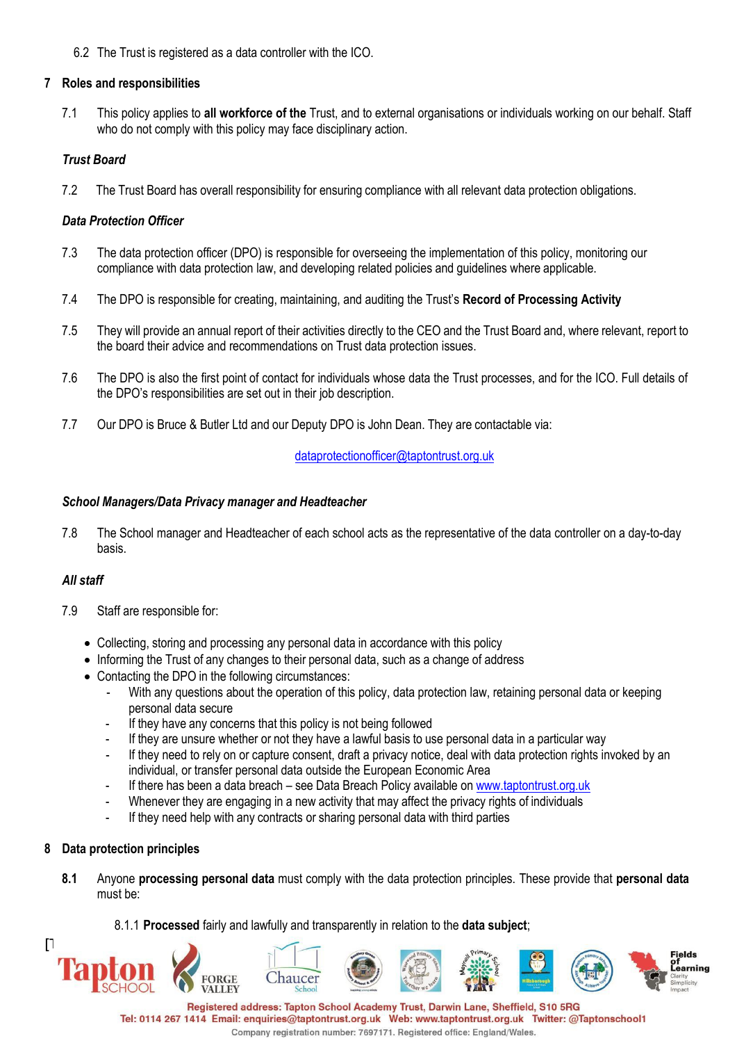6.2 The Trust is registered as a data controller with the ICO.

## 7 Roles and responsibilities

7.1 This policy applies to **all workforce of the** Trust, and to external organisations or individuals working on our behalf. Staff who do not comply with this policy may face disciplinary action.

### *Trust Board*

7.2 The Trust Board has overall responsibility for ensuring compliance with all relevant data protection obligations.

### *Data Protection Officer*

7.3 The data protection officer (DPO) is responsible for overseeing the implementation of this policy, monitoring our compliance with data protection law, and developing related policies and guidelines where applicable.

7.4 The DPO is responsible for creating, maintaining, and auditing the Trust's **Record of Processing Activity**

7.5 They will provide an annual report of their activities directly to the CEO and the Trust Board and, where relevant, report to the board their advice and recommendations on Trust data protection issues.

7.6 The DPO is also the first point of contact for individuals whose data the Trust processes, and for the ICO. Full details of the DPO's responsibilities are set out in their job description.

7.7 Our DPO is Bruce & Butler Ltd and our Deputy DPO is John Dean. They are contactable via:

dataprotectionofficer@taptontrust.org.uk

### *School Managers/Data Privacy manager and Headteacher*

7.8 The School manager and Headteacher of each school acts as the representative of the data controller on a day-to-day basis.

### *All staff*

7.9 Staff are responsible for:

- Collecting, storing and processing any personal data in accordance with this policy
- Informing the Trust of any changes to their personal data, such as a change of address
- Contacting the DPO in the following circumstances:
  - With any questions about the operation of this policy, data protection law, retaining personal data or keeping personal data secure
  - If they have any concerns that this policy is not being followed
  - If they are unsure whether or not they have a lawful basis to use personal data in a particular way
  - If they need to rely on or capture consent, draft a privacy notice, deal with data protection rights invoked by an individual, or transfer personal data outside the European Economic Area
  - If there has been a data breach – see Data Breach Policy available on www.taptontrust.org.uk
  - Whenever they are engaging in a new activity that may affect the privacy rights of individuals
  - If they need help with any contracts or sharing personal data with third parties

## 8 Data protection principles

**8.1** Anyone **processing personal data** must comply with the data protection principles. These provide that **personal data** must be:

8.1.1 **Processed** fairly and lawfully and transparently in relation to the **data subject**;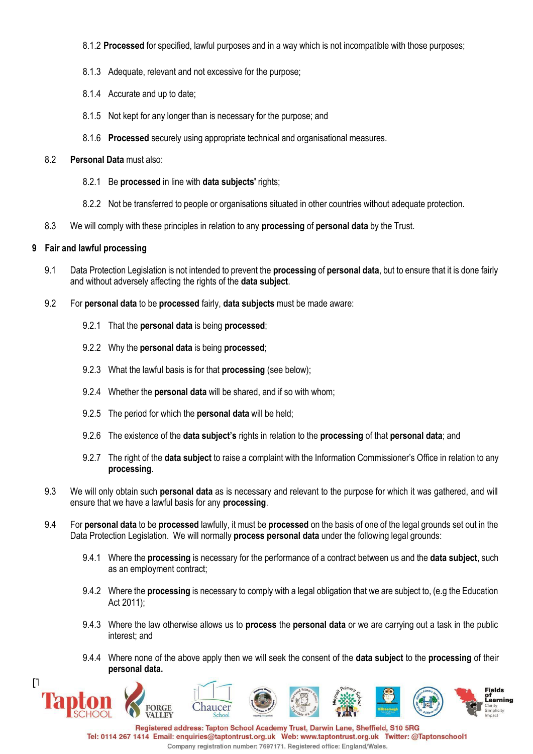8.1.2 **Processed** for specified, lawful purposes and in a way which is not incompatible with those purposes;

8.1.3 Adequate, relevant and not excessive for the purpose;

8.1.4 Accurate and up to date;

8.1.5 Not kept for any longer than is necessary for the purpose; and

8.1.6 **Processed** securely using appropriate technical and organisational measures.

8.2 **Personal Data** must also:

8.2.1 Be **processed** in line with **data subjects'** rights;

8.2.2 Not be transferred to people or organisations situated in other countries without adequate protection.

8.3 We will comply with these principles in relation to any **processing** of **personal data** by the Trust.

## 9 Fair and lawful processing

9.1 Data Protection Legislation is not intended to prevent the **processing** of **personal data**, but to ensure that it is done fairly and without adversely affecting the rights of the **data subject**.

9.2 For **personal data** to be **processed** fairly, **data subjects** must be made aware:

9.2.1 That the **personal data** is being **processed**;

9.2.2 Why the **personal data** is being **processed**;

9.2.3 What the lawful basis is for that **processing** (see below);

9.2.4 Whether the **personal data** will be shared, and if so with whom;

9.2.5 The period for which the **personal data** will be held;

9.2.6 The existence of the **data subject's** rights in relation to the **processing** of that **personal data**; and

9.2.7 The right of the **data subject** to raise a complaint with the Information Commissioner's Office in relation to any **processing**.

9.3 We will only obtain such **personal data** as is necessary and relevant to the purpose for which it was gathered, and will ensure that we have a lawful basis for any **processing**.

9.4 For **personal data** to be **processed** lawfully, it must be **processed** on the basis of one of the legal grounds set out in the Data Protection Legislation. We will normally **process personal data** under the following legal grounds:

9.4.1 Where the **processing** is necessary for the performance of a contract between us and the **data subject**, such as an employment contract;

9.4.2 Where the **processing** is necessary to comply with a legal obligation that we are subject to, (e.g the Education Act 2011);

9.4.3 Where the law otherwise allows us to **process** the **personal data** or we are carrying out a task in the public interest; and

9.4.4 Where none of the above apply then we will seek the consent of the **data subject** to the **processing** of their **personal data.**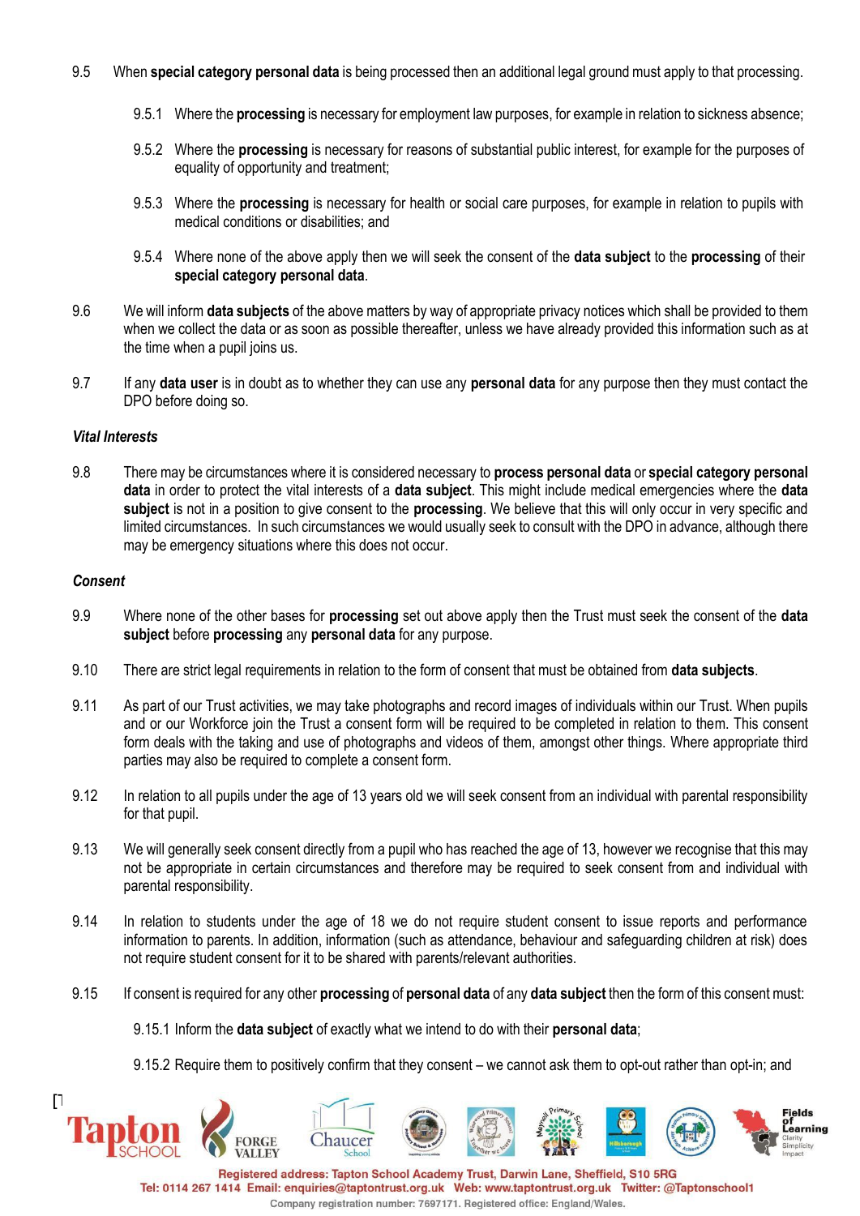9.5 When **special category personal data** is being processed then an additional legal ground must apply to that processing.

9.5.1 Where the **processing** is necessary for employment law purposes, for example in relation to sickness absence;

9.5.2 Where the **processing** is necessary for reasons of substantial public interest, for example for the purposes of equality of opportunity and treatment;

9.5.3 Where the **processing** is necessary for health or social care purposes, for example in relation to pupils with medical conditions or disabilities; and

9.5.4 Where none of the above apply then we will seek the consent of the **data subject** to the **processing** of their **special category personal data**.

9.6 We will inform **data subjects** of the above matters by way of appropriate privacy notices which shall be provided to them when we collect the data or as soon as possible thereafter, unless we have already provided this information such as at the time when a pupil joins us.

9.7 If any **data user** is in doubt as to whether they can use any **personal data** for any purpose then they must contact the DPO before doing so.

***Vital Interests***

9.8 There may be circumstances where it is considered necessary to **process personal data** or **special category personal data** in order to protect the vital interests of a **data subject**. This might include medical emergencies where the **data subject** is not in a position to give consent to the **processing**. We believe that this will only occur in very specific and limited circumstances. In such circumstances we would usually seek to consult with the DPO in advance, although there may be emergency situations where this does not occur.

***Consent***

9.9 Where none of the other bases for **processing** set out above apply then the Trust must seek the consent of the **data subject** before **processing** any **personal data** for any purpose.

9.10 There are strict legal requirements in relation to the form of consent that must be obtained from **data subjects**.

9.11 As part of our Trust activities, we may take photographs and record images of individuals within our Trust. When pupils and or our Workforce join the Trust a consent form will be required to be completed in relation to them. This consent form deals with the taking and use of photographs and videos of them, amongst other things. Where appropriate third parties may also be required to complete a consent form.

9.12 In relation to all pupils under the age of 13 years old we will seek consent from an individual with parental responsibility for that pupil.

9.13 We will generally seek consent directly from a pupil who has reached the age of 13, however we recognise that this may not be appropriate in certain circumstances and therefore may be required to seek consent from and individual with parental responsibility.

9.14 In relation to students under the age of 18 we do not require student consent to issue reports and performance information to parents. In addition, information (such as attendance, behaviour and safeguarding children at risk) does not require student consent for it to be shared with parents/relevant authorities.

9.15 If consent is required for any other **processing** of **personal data** of any **data subject** then the form of this consent must:

9.15.1 Inform the **data subject** of exactly what we intend to do with their **personal data**;

9.15.2 Require them to positively confirm that they consent – we cannot ask them to opt-out rather than opt-in; and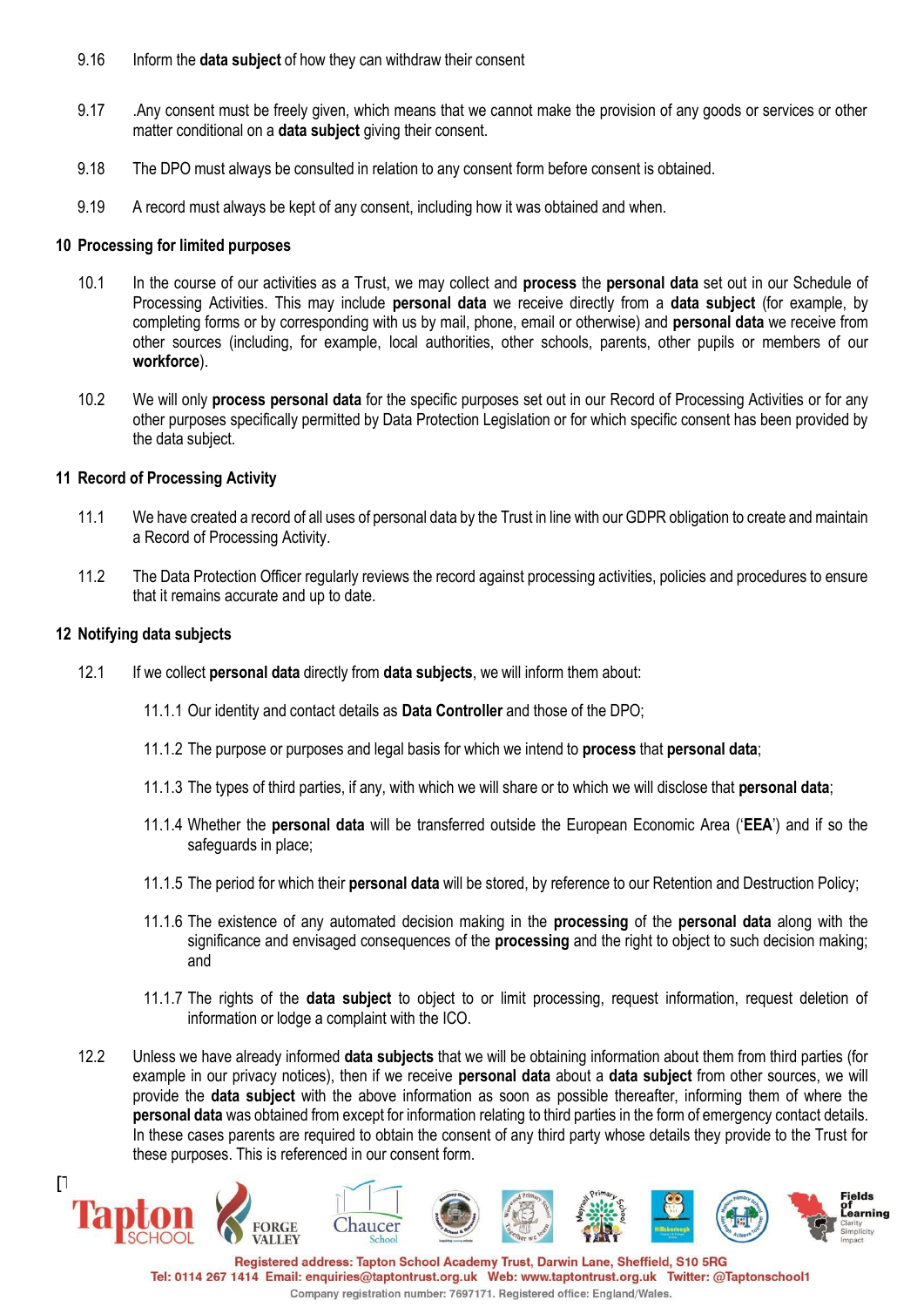9.16 Inform the **data subject** of how they can withdraw their consent

9.17 .Any consent must be freely given, which means that we cannot make the provision of any goods or services or other matter conditional on a **data subject** giving their consent.

9.18 The DPO must always be consulted in relation to any consent form before consent is obtained.

9.19 A record must always be kept of any consent, including how it was obtained and when.

## 10 Processing for limited purposes

10.1 In the course of our activities as a Trust, we may collect and **process** the **personal data** set out in our Schedule of Processing Activities. This may include **personal data** we receive directly from a **data subject** (for example, by completing forms or by corresponding with us by mail, phone, email or otherwise) and **personal data** we receive from other sources (including, for example, local authorities, other schools, parents, other pupils or members of our **workforce**).

10.2 We will only **process personal data** for the specific purposes set out in our Record of Processing Activities or for any other purposes specifically permitted by Data Protection Legislation or for which specific consent has been provided by the data subject.

## 11 Record of Processing Activity

11.1 We have created a record of all uses of personal data by the Trust in line with our GDPR obligation to create and maintain a Record of Processing Activity.

11.2 The Data Protection Officer regularly reviews the record against processing activities, policies and procedures to ensure that it remains accurate and up to date.

## 12 Notifying data subjects

12.1 If we collect **personal data** directly from **data subjects**, we will inform them about:

11.1.1 Our identity and contact details as **Data Controller** and those of the DPO;

11.1.2 The purpose or purposes and legal basis for which we intend to **process** that **personal data**;

11.1.3 The types of third parties, if any, with which we will share or to which we will disclose that **personal data**;

11.1.4 Whether the **personal data** will be transferred outside the European Economic Area ('**EEA**') and if so the safeguards in place;

11.1.5 The period for which their **personal data** will be stored, by reference to our Retention and Destruction Policy;

11.1.6 The existence of any automated decision making in the **processing** of the **personal data** along with the significance and envisaged consequences of the **processing** and the right to object to such decision making; and

11.1.7 The rights of the **data subject** to object to or limit processing, request information, request deletion of information or lodge a complaint with the ICO.

12.2 Unless we have already informed **data subjects** that we will be obtaining information about them from third parties (for example in our privacy notices), then if we receive **personal data** about a **data subject** from other sources, we will provide the **data subject** with the above information as soon as possible thereafter, informing them of where the **personal data** was obtained from except for information relating to third parties in the form of emergency contact details. In these cases parents are required to obtain the consent of any third party whose details they provide to the Trust for these purposes. This is referenced in our consent form.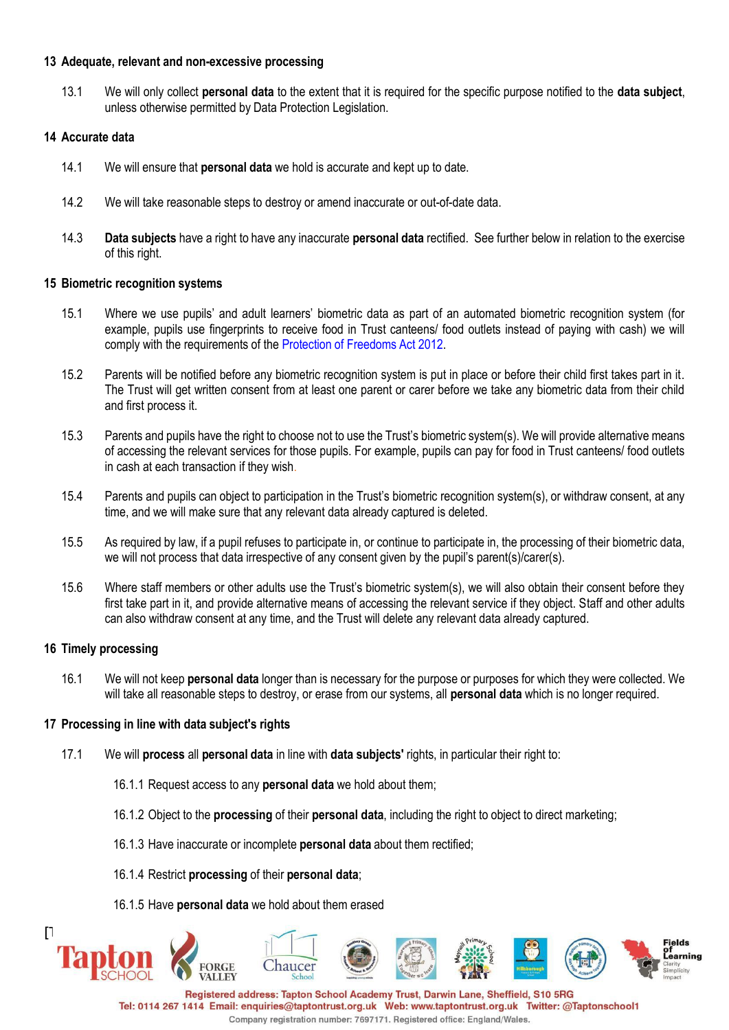## 13 Adequate, relevant and non-excessive processing

13.1 We will only collect **personal data** to the extent that it is required for the specific purpose notified to the **data subject**, unless otherwise permitted by Data Protection Legislation.

## 14 Accurate data

14.1 We will ensure that **personal data** we hold is accurate and kept up to date.

14.2 We will take reasonable steps to destroy or amend inaccurate or out-of-date data.

14.3 **Data subjects** have a right to have any inaccurate **personal data** rectified. See further below in relation to the exercise of this right.

## 15 Biometric recognition systems

15.1 Where we use pupils' and adult learners' biometric data as part of an automated biometric recognition system (for example, pupils use fingerprints to receive food in Trust canteens/ food outlets instead of paying with cash) we will comply with the requirements of the Protection of Freedoms Act 2012.

15.2 Parents will be notified before any biometric recognition system is put in place or before their child first takes part in it. The Trust will get written consent from at least one parent or carer before we take any biometric data from their child and first process it.

15.3 Parents and pupils have the right to choose not to use the Trust's biometric system(s). We will provide alternative means of accessing the relevant services for those pupils. For example, pupils can pay for food in Trust canteens/ food outlets in cash at each transaction if they wish.

15.4 Parents and pupils can object to participation in the Trust's biometric recognition system(s), or withdraw consent, at any time, and we will make sure that any relevant data already captured is deleted.

15.5 As required by law, if a pupil refuses to participate in, or continue to participate in, the processing of their biometric data, we will not process that data irrespective of any consent given by the pupil's parent(s)/carer(s).

15.6 Where staff members or other adults use the Trust's biometric system(s), we will also obtain their consent before they first take part in it, and provide alternative means of accessing the relevant service if they object. Staff and other adults can also withdraw consent at any time, and the Trust will delete any relevant data already captured.

## 16 Timely processing

16.1 We will not keep **personal data** longer than is necessary for the purpose or purposes for which they were collected. We will take all reasonable steps to destroy, or erase from our systems, all **personal data** which is no longer required.

## 17 Processing in line with data subject's rights

17.1 We will **process** all **personal data** in line with **data subjects'** rights, in particular their right to:

16.1.1 Request access to any **personal data** we hold about them;

16.1.2 Object to the **processing** of their **personal data**, including the right to object to direct marketing;

16.1.3 Have inaccurate or incomplete **personal data** about them rectified;

16.1.4 Restrict **processing** of their **personal data**;

16.1.5 Have **personal data** we hold about them erased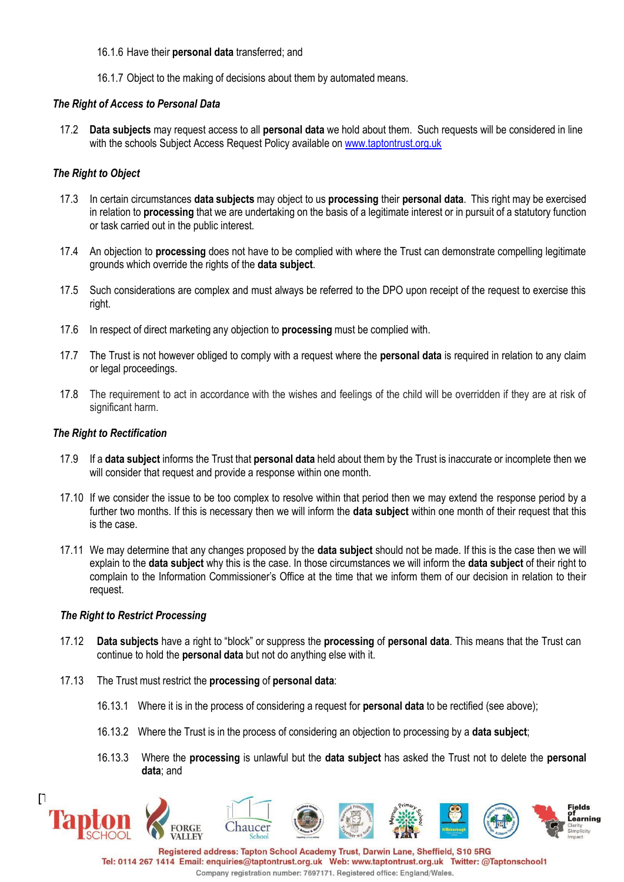16.1.6 Have their **personal data** transferred; and

16.1.7 Object to the making of decisions about them by automated means.

***The Right of Access to Personal Data***

17.2 **Data subjects** may request access to all **personal data** we hold about them. Such requests will be considered in line with the schools Subject Access Request Policy available on www.taptontrust.org.uk

***The Right to Object***

17.3 In certain circumstances **data subjects** may object to us **processing** their **personal data**. This right may be exercised in relation to **processing** that we are undertaking on the basis of a legitimate interest or in pursuit of a statutory function or task carried out in the public interest.

17.4 An objection to **processing** does not have to be complied with where the Trust can demonstrate compelling legitimate grounds which override the rights of the **data subject**.

17.5 Such considerations are complex and must always be referred to the DPO upon receipt of the request to exercise this right.

17.6 In respect of direct marketing any objection to **processing** must be complied with.

17.7 The Trust is not however obliged to comply with a request where the **personal data** is required in relation to any claim or legal proceedings.

17.8 The requirement to act in accordance with the wishes and feelings of the child will be overridden if they are at risk of significant harm.

***The Right to Rectification***

17.9 If a **data subject** informs the Trust that **personal data** held about them by the Trust is inaccurate or incomplete then we will consider that request and provide a response within one month.

17.10 If we consider the issue to be too complex to resolve within that period then we may extend the response period by a further two months. If this is necessary then we will inform the **data subject** within one month of their request that this is the case.

17.11 We may determine that any changes proposed by the **data subject** should not be made. If this is the case then we will explain to the **data subject** why this is the case. In those circumstances we will inform the **data subject** of their right to complain to the Information Commissioner's Office at the time that we inform them of our decision in relation to their request.

***The Right to Restrict Processing***

17.12 **Data subjects** have a right to "block" or suppress the **processing** of **personal data**. This means that the Trust can continue to hold the **personal data** but not do anything else with it.

17.13 The Trust must restrict the **processing** of **personal data**:

16.13.1 Where it is in the process of considering a request for **personal data** to be rectified (see above);

16.13.2 Where the Trust is in the process of considering an objection to processing by a **data subject**;

16.13.3 Where the **processing** is unlawful but the **data subject** has asked the Trust not to delete the **personal data**; and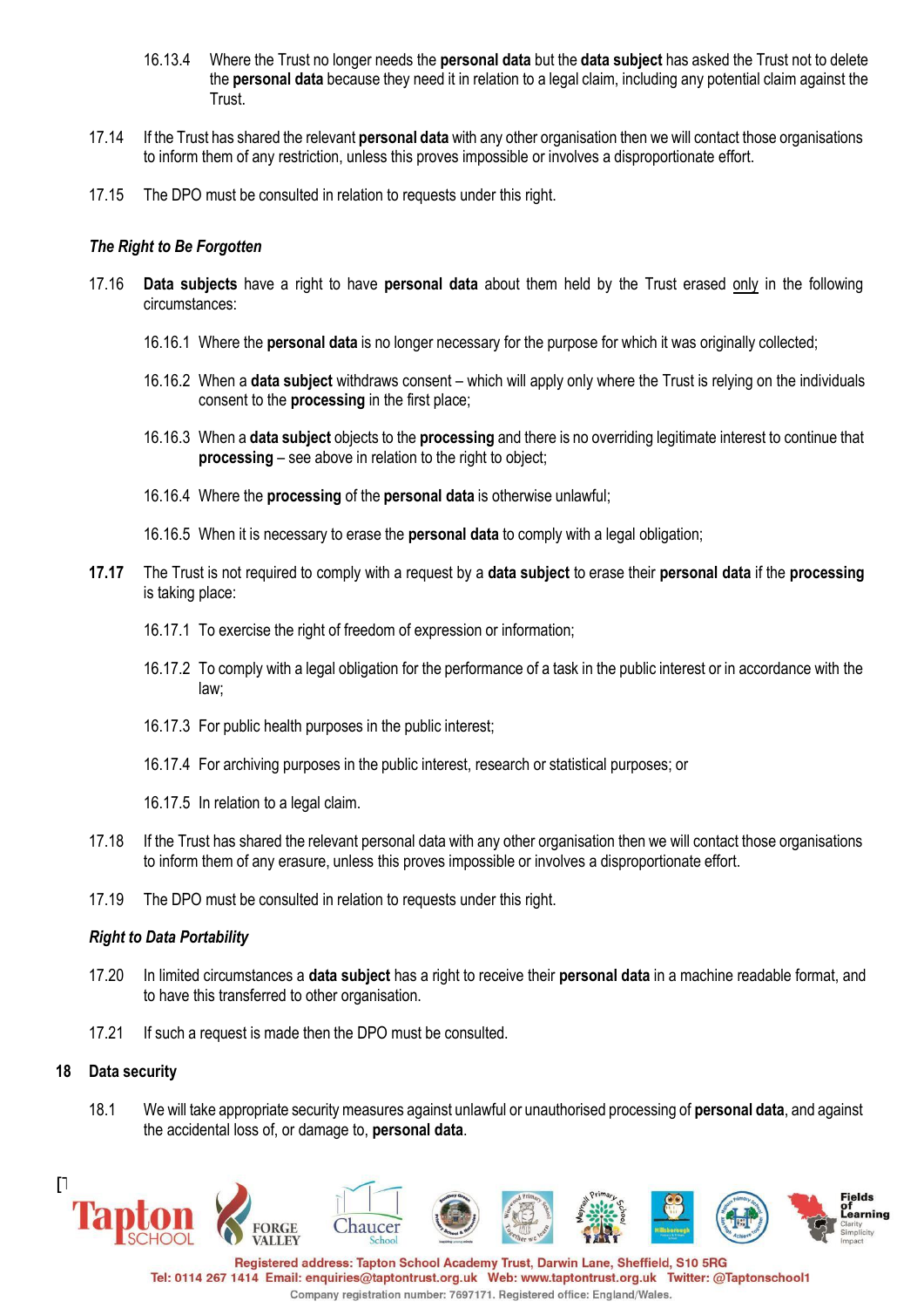16.13.4 Where the Trust no longer needs the **personal data** but the **data subject** has asked the Trust not to delete the **personal data** because they need it in relation to a legal claim, including any potential claim against the Trust.

17.14 If the Trust has shared the relevant **personal data** with any other organisation then we will contact those organisations to inform them of any restriction, unless this proves impossible or involves a disproportionate effort.

17.15 The DPO must be consulted in relation to requests under this right.

***The Right to Be Forgotten***

17.16 **Data subjects** have a right to have **personal data** about them held by the Trust erased <u>only</u> in the following circumstances:

16.16.1 Where the **personal data** is no longer necessary for the purpose for which it was originally collected;

16.16.2 When a **data subject** withdraws consent – which will apply only where the Trust is relying on the individuals consent to the **processing** in the first place;

16.16.3 When a **data subject** objects to the **processing** and there is no overriding legitimate interest to continue that **processing** – see above in relation to the right to object;

16.16.4 Where the **processing** of the **personal data** is otherwise unlawful;

16.16.5 When it is necessary to erase the **personal data** to comply with a legal obligation;

**17.17** The Trust is not required to comply with a request by a **data subject** to erase their **personal data** if the **processing** is taking place:

16.17.1 To exercise the right of freedom of expression or information;

16.17.2 To comply with a legal obligation for the performance of a task in the public interest or in accordance with the law;

16.17.3 For public health purposes in the public interest;

16.17.4 For archiving purposes in the public interest, research or statistical purposes; or

16.17.5 In relation to a legal claim.

17.18 If the Trust has shared the relevant personal data with any other organisation then we will contact those organisations to inform them of any erasure, unless this proves impossible or involves a disproportionate effort.

17.19 The DPO must be consulted in relation to requests under this right.

***Right to Data Portability***

17.20 In limited circumstances a **data subject** has a right to receive their **personal data** in a machine readable format, and to have this transferred to other organisation.

17.21 If such a request is made then the DPO must be consulted.

## 18 Data security

18.1 We will take appropriate security measures against unlawful or unauthorised processing of **personal data**, and against the accidental loss of, or damage to, **personal data**.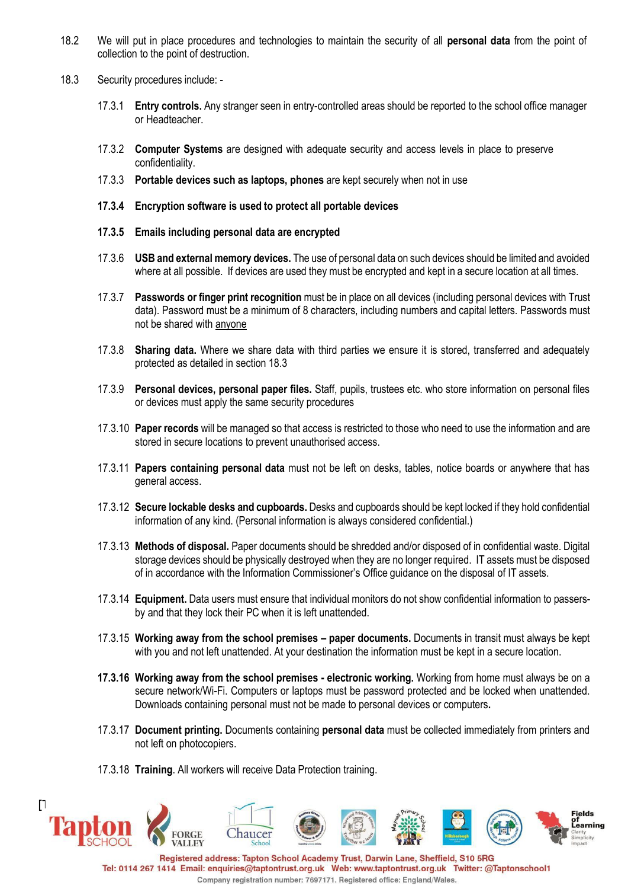18.2 We will put in place procedures and technologies to maintain the security of all **personal data** from the point of collection to the point of destruction.

18.3 Security procedures include: -

17.3.1 **Entry controls.** Any stranger seen in entry-controlled areas should be reported to the school office manager or Headteacher.

17.3.2 **Computer Systems** are designed with adequate security and access levels in place to preserve confidentiality.

17.3.3 **Portable devices such as laptops, phones** are kept securely when not in use

**17.3.4 Encryption software is used to protect all portable devices**

**17.3.5 Emails including personal data are encrypted**

17.3.6 **USB and external memory devices.** The use of personal data on such devices should be limited and avoided where at all possible. If devices are used they must be encrypted and kept in a secure location at all times.

17.3.7 **Passwords or finger print recognition** must be in place on all devices (including personal devices with Trust data). Password must be a minimum of 8 characters, including numbers and capital letters. Passwords must not be shared with anyone

17.3.8 **Sharing data.** Where we share data with third parties we ensure it is stored, transferred and adequately protected as detailed in section 18.3

17.3.9 **Personal devices, personal paper files.** Staff, pupils, trustees etc. who store information on personal files or devices must apply the same security procedures

17.3.10 **Paper records** will be managed so that access is restricted to those who need to use the information and are stored in secure locations to prevent unauthorised access.

17.3.11 **Papers containing personal data** must not be left on desks, tables, notice boards or anywhere that has general access.

17.3.12 **Secure lockable desks and cupboards.** Desks and cupboards should be kept locked if they hold confidential information of any kind. (Personal information is always considered confidential.)

17.3.13 **Methods of disposal.** Paper documents should be shredded and/or disposed of in confidential waste. Digital storage devices should be physically destroyed when they are no longer required. IT assets must be disposed of in accordance with the Information Commissioner's Office guidance on the disposal of IT assets.

17.3.14 **Equipment.** Data users must ensure that individual monitors do not show confidential information to passers-by and that they lock their PC when it is left unattended.

17.3.15 **Working away from the school premises – paper documents.** Documents in transit must always be kept with you and not left unattended. At your destination the information must be kept in a secure location.

**17.3.16 Working away from the school premises - electronic working.** Working from home must always be on a secure network/Wi-Fi. Computers or laptops must be password protected and be locked when unattended. Downloads containing personal must not be made to personal devices or computers**.**

17.3.17 **Document printing.** Documents containing **personal data** must be collected immediately from printers and not left on photocopiers.

17.3.18 **Training**. All workers will receive Data Protection training.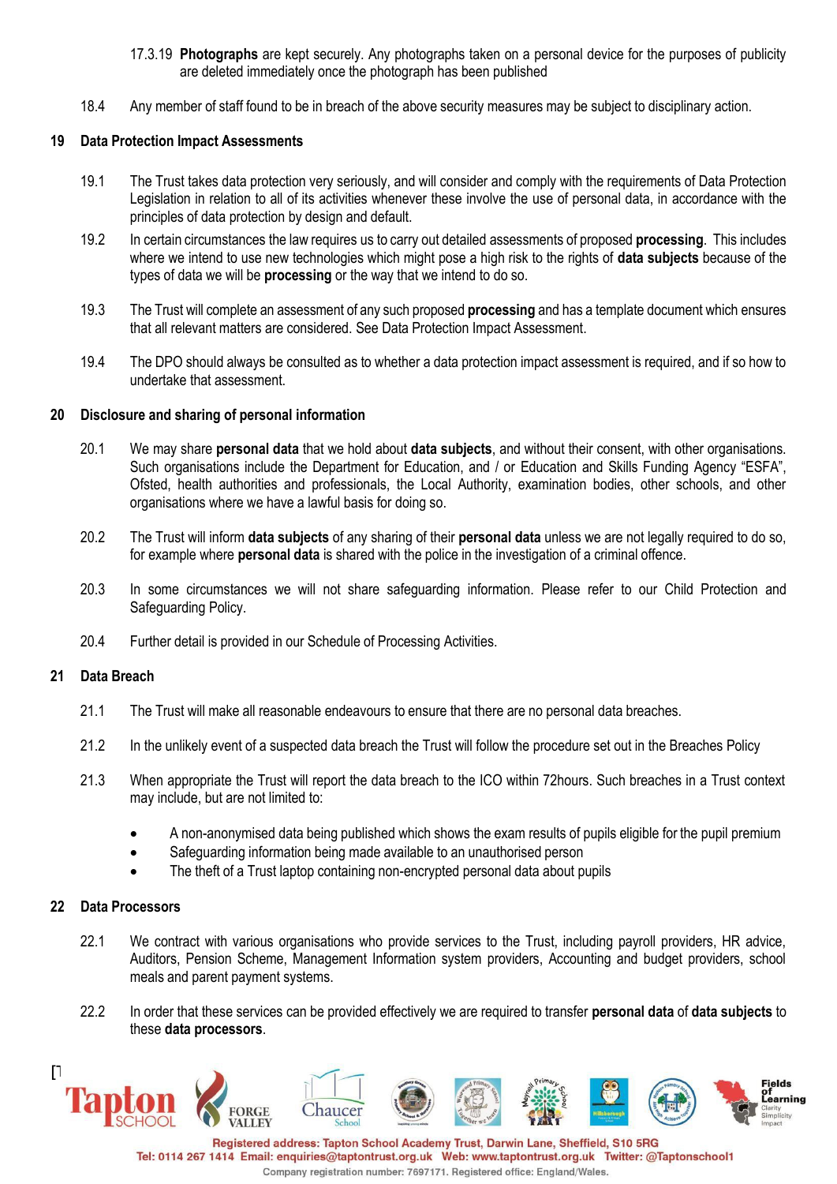17.3.19 **Photographs** are kept securely. Any photographs taken on a personal device for the purposes of publicity are deleted immediately once the photograph has been published

18.4 Any member of staff found to be in breach of the above security measures may be subject to disciplinary action.

## 19 Data Protection Impact Assessments

19.1 The Trust takes data protection very seriously, and will consider and comply with the requirements of Data Protection Legislation in relation to all of its activities whenever these involve the use of personal data, in accordance with the principles of data protection by design and default.

19.2 In certain circumstances the law requires us to carry out detailed assessments of proposed **processing**. This includes where we intend to use new technologies which might pose a high risk to the rights of **data subjects** because of the types of data we will be **processing** or the way that we intend to do so.

19.3 The Trust will complete an assessment of any such proposed **processing** and has a template document which ensures that all relevant matters are considered. See Data Protection Impact Assessment.

19.4 The DPO should always be consulted as to whether a data protection impact assessment is required, and if so how to undertake that assessment.

## 20 Disclosure and sharing of personal information

20.1 We may share **personal data** that we hold about **data subjects**, and without their consent, with other organisations. Such organisations include the Department for Education, and / or Education and Skills Funding Agency "ESFA", Ofsted, health authorities and professionals, the Local Authority, examination bodies, other schools, and other organisations where we have a lawful basis for doing so.

20.2 The Trust will inform **data subjects** of any sharing of their **personal data** unless we are not legally required to do so, for example where **personal data** is shared with the police in the investigation of a criminal offence.

20.3 In some circumstances we will not share safeguarding information. Please refer to our Child Protection and Safeguarding Policy.

20.4 Further detail is provided in our Schedule of Processing Activities.

## 21 Data Breach

21.1 The Trust will make all reasonable endeavours to ensure that there are no personal data breaches.

21.2 In the unlikely event of a suspected data breach the Trust will follow the procedure set out in the Breaches Policy

21.3 When appropriate the Trust will report the data breach to the ICO within 72hours. Such breaches in a Trust context may include, but are not limited to:

- A non-anonymised data being published which shows the exam results of pupils eligible for the pupil premium
- Safeguarding information being made available to an unauthorised person
- The theft of a Trust laptop containing non-encrypted personal data about pupils

## 22 Data Processors

22.1 We contract with various organisations who provide services to the Trust, including payroll providers, HR advice, Auditors, Pension Scheme, Management Information system providers, Accounting and budget providers, school meals and parent payment systems.

22.2 In order that these services can be provided effectively we are required to transfer **personal data** of **data subjects** to these **data processors**.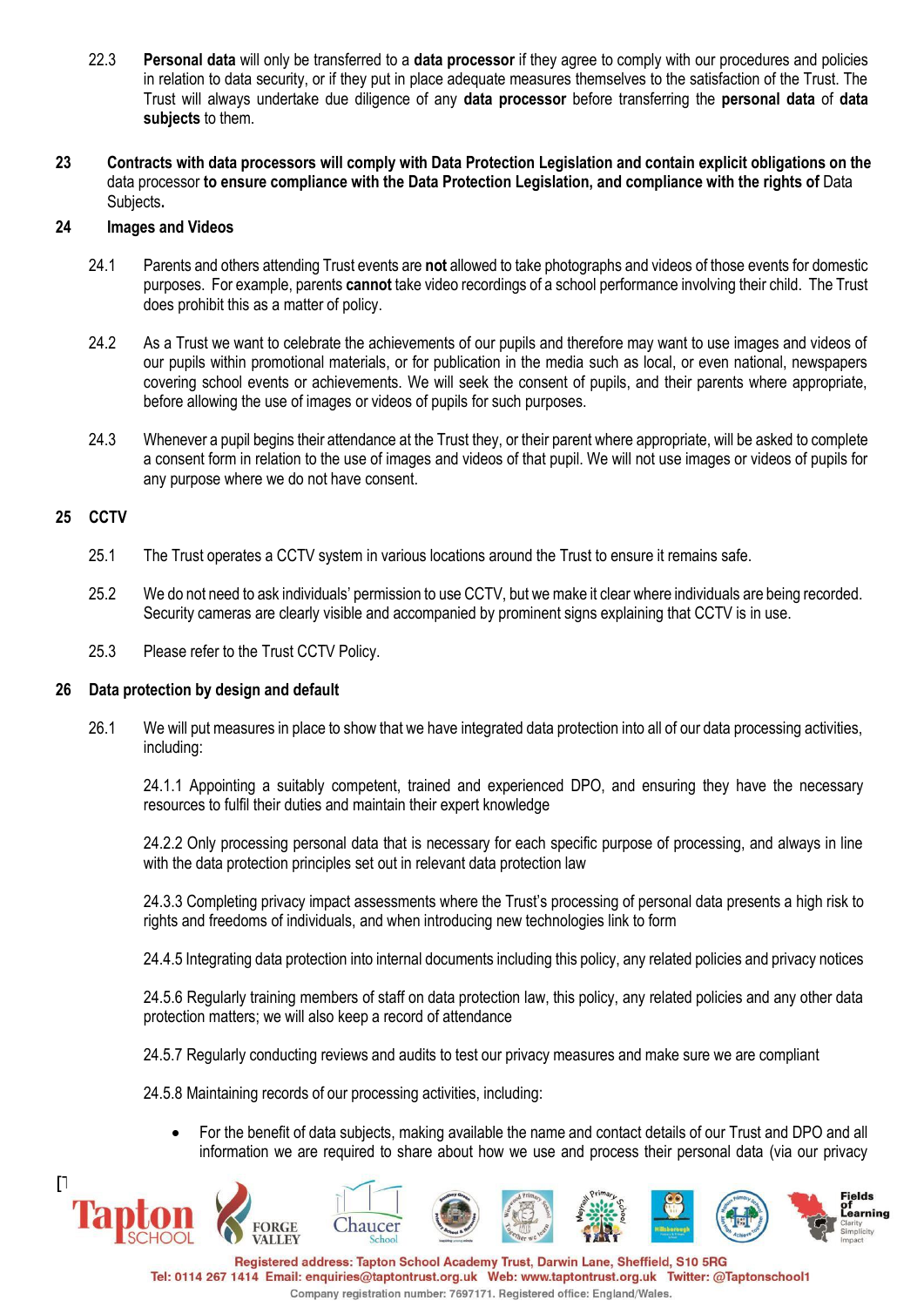22.3 **Personal data** will only be transferred to a **data processor** if they agree to comply with our procedures and policies in relation to data security, or if they put in place adequate measures themselves to the satisfaction of the Trust. The Trust will always undertake due diligence of any **data processor** before transferring the **personal data** of **data subjects** to them.

## 23 Contracts with data processors will comply with Data Protection Legislation and contain explicit obligations on the data processor to ensure compliance with the Data Protection Legislation, and compliance with the rights of Data Subjects.

## 24 Images and Videos

24.1 Parents and others attending Trust events are **not** allowed to take photographs and videos of those events for domestic purposes. For example, parents **cannot** take video recordings of a school performance involving their child. The Trust does prohibit this as a matter of policy.

24.2 As a Trust we want to celebrate the achievements of our pupils and therefore may want to use images and videos of our pupils within promotional materials, or for publication in the media such as local, or even national, newspapers covering school events or achievements. We will seek the consent of pupils, and their parents where appropriate, before allowing the use of images or videos of pupils for such purposes.

24.3 Whenever a pupil begins their attendance at the Trust they, or their parent where appropriate, will be asked to complete a consent form in relation to the use of images and videos of that pupil. We will not use images or videos of pupils for any purpose where we do not have consent.

## 25 CCTV

25.1 The Trust operates a CCTV system in various locations around the Trust to ensure it remains safe.

25.2 We do not need to ask individuals' permission to use CCTV, but we make it clear where individuals are being recorded. Security cameras are clearly visible and accompanied by prominent signs explaining that CCTV is in use.

25.3 Please refer to the Trust CCTV Policy.

## 26 Data protection by design and default

26.1 We will put measures in place to show that we have integrated data protection into all of our data processing activities, including:

24.1.1 Appointing a suitably competent, trained and experienced DPO, and ensuring they have the necessary resources to fulfil their duties and maintain their expert knowledge

24.2.2 Only processing personal data that is necessary for each specific purpose of processing, and always in line with the data protection principles set out in relevant data protection law

24.3.3 Completing privacy impact assessments where the Trust's processing of personal data presents a high risk to rights and freedoms of individuals, and when introducing new technologies link to form

24.4.5 Integrating data protection into internal documents including this policy, any related policies and privacy notices

24.5.6 Regularly training members of staff on data protection law, this policy, any related policies and any other data protection matters; we will also keep a record of attendance

24.5.7 Regularly conducting reviews and audits to test our privacy measures and make sure we are compliant

24.5.8 Maintaining records of our processing activities, including:

- For the benefit of data subjects, making available the name and contact details of our Trust and DPO and all information we are required to share about how we use and process their personal data (via our privacy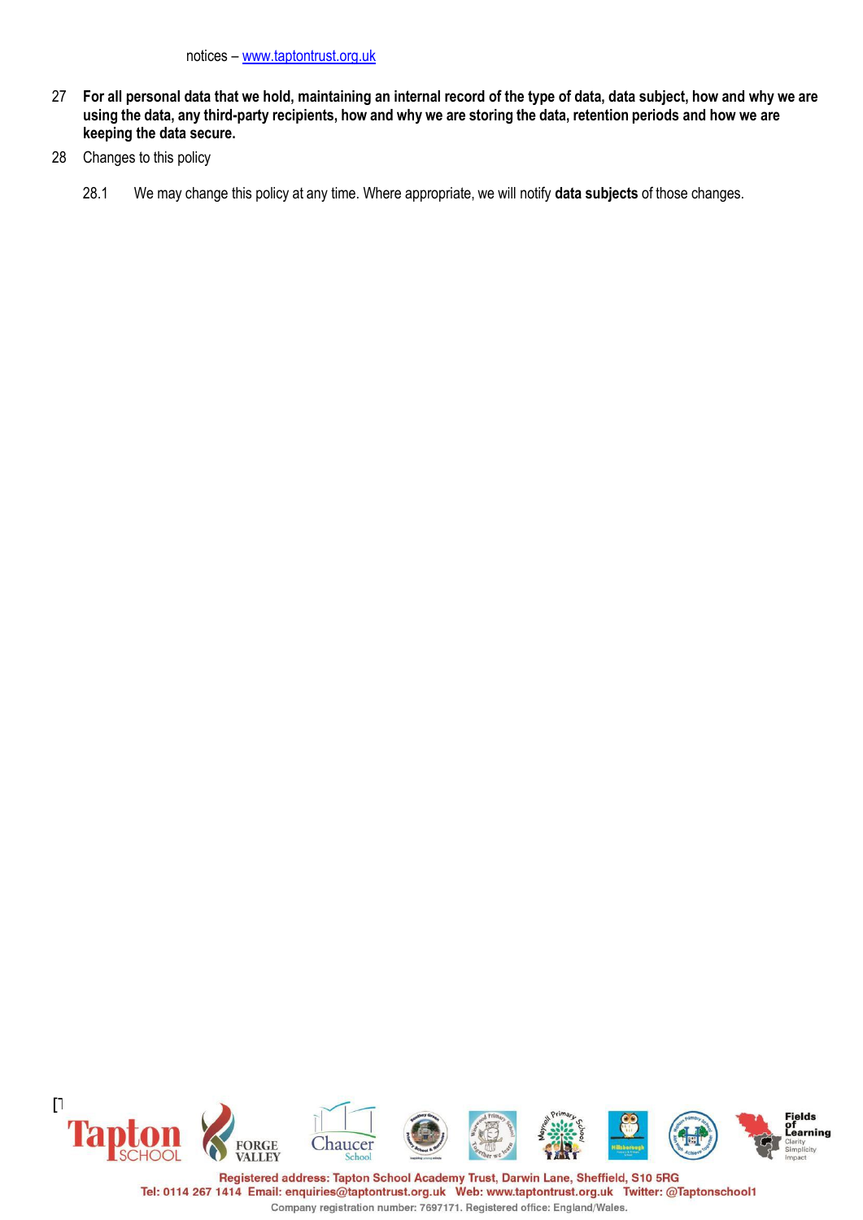notices – www.taptontrust.org.uk

27 **For all personal data that we hold, maintaining an internal record of the type of data, data subject, how and why we are using the data, any third-party recipients, how and why we are storing the data, retention periods and how we are keeping the data secure.**

28 Changes to this policy

28.1 We may change this policy at any time. Where appropriate, we will notify **data subjects** of those changes.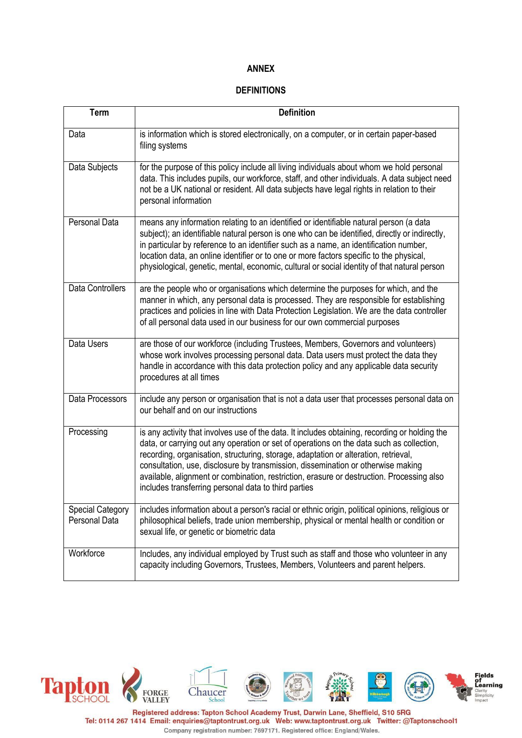**ANNEX**

**DEFINITIONS**

| Term | Definition |
|---|---|
| Data | is information which is stored electronically, on a computer, or in certain paper-based filing systems |
| Data Subjects | for the purpose of this policy include all living individuals about whom we hold personal data. This includes pupils, our workforce, staff, and other individuals. A data subject need not be a UK national or resident. All data subjects have legal rights in relation to their personal information |
| Personal Data | means any information relating to an identified or identifiable natural person (a data subject); an identifiable natural person is one who can be identified, directly or indirectly, in particular by reference to an identifier such as a name, an identification number, location data, an online identifier or to one or more factors specific to the physical, physiological, genetic, mental, economic, cultural or social identity of that natural person |
| Data Controllers | are the people who or organisations which determine the purposes for which, and the manner in which, any personal data is processed. They are responsible for establishing practices and policies in line with Data Protection Legislation. We are the data controller of all personal data used in our business for our own commercial purposes |
| Data Users | are those of our workforce (including Trustees, Members, Governors and volunteers) whose work involves processing personal data. Data users must protect the data they handle in accordance with this data protection policy and any applicable data security procedures at all times |
| Data Processors | include any person or organisation that is not a data user that processes personal data on our behalf and on our instructions |
| Processing | is any activity that involves use of the data. It includes obtaining, recording or holding the data, or carrying out any operation or set of operations on the data such as collection, recording, organisation, structuring, storage, adaptation or alteration, retrieval, consultation, use, disclosure by transmission, dissemination or otherwise making available, alignment or combination, restriction, erasure or destruction. Processing also includes transferring personal data to third parties |
| Special Category Personal Data | includes information about a person's racial or ethnic origin, political opinions, religious or philosophical beliefs, trade union membership, physical or mental health or condition or sexual life, or genetic or biometric data |
| Workforce | Includes, any individual employed by Trust such as staff and those who volunteer in any capacity including Governors, Trustees, Members, Volunteers and parent helpers. |